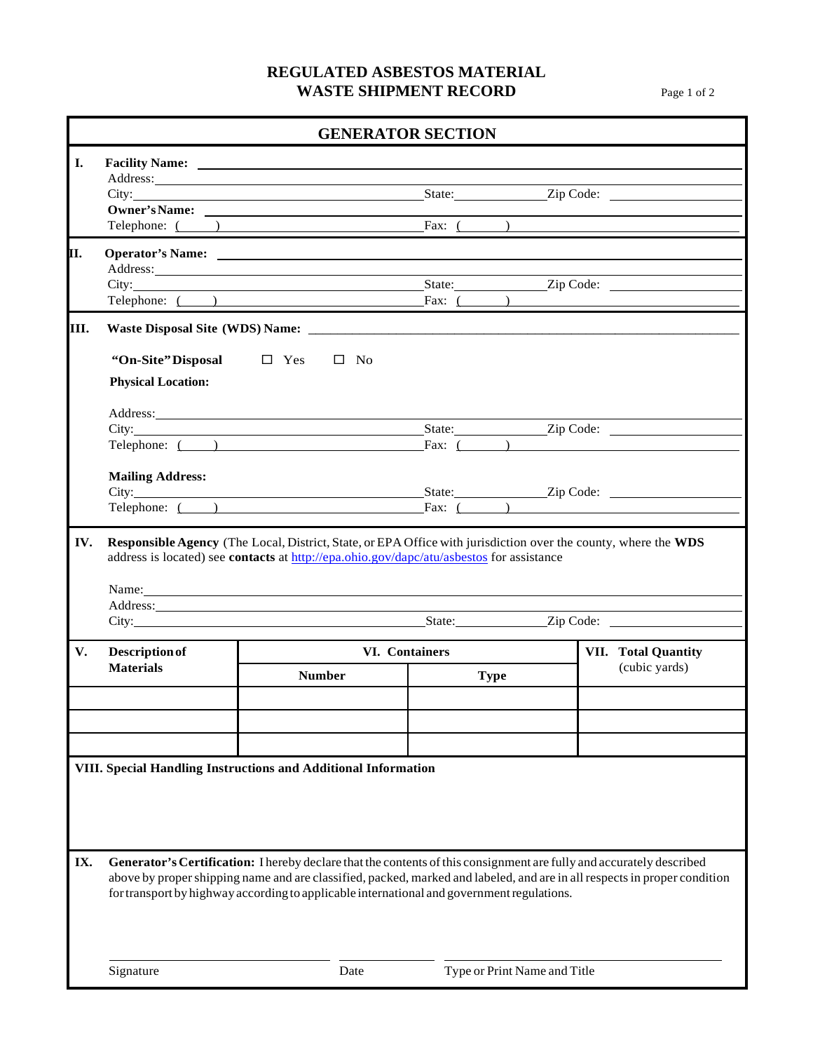# REGULATED ASBESTOS MATERIAL WASTE SHIPMENT RECORD

## GENERATOR SECTION

**I. Facility Name:** \_\_\_\_\_\_\_\_\_\_\_\_\_\_\_\_\_\_\_\_

Address: \_\_\_\_\_\_\_\_\_\_\_\_\_\_\_\_\_\_\_\_

City: \_\_\_\_\_\_\_\_\_\_ State: \_\_\_\_\_\_\_\_\_\_ Zip Code: \_\_\_\_\_\_\_\_\_\_

**Owner's Name:** \_\_\_\_\_\_\_\_\_\_\_\_\_\_\_\_\_\_\_\_

Telephone: ( ) \_\_\_\_\_\_\_\_\_\_ Fax: ( ) \_\_\_\_\_\_\_\_\_\_

**II. Operator's Name:** \_\_\_\_\_\_\_\_\_\_\_\_\_\_\_\_\_\_\_\_

Address: \_\_\_\_\_\_\_\_\_\_\_\_\_\_\_\_\_\_\_\_

City: \_\_\_\_\_\_\_\_\_\_ State: \_\_\_\_\_\_\_\_\_\_ Zip Code: \_\_\_\_\_\_\_\_\_\_

Telephone: ( ) \_\_\_\_\_\_\_\_\_\_ Fax: ( ) \_\_\_\_\_\_\_\_\_\_

**III. Waste Disposal Site (WDS) Name:** \_\_\_\_\_\_\_\_\_\_\_\_\_\_\_\_\_\_\_\_

**"On-Site" Disposal** ☐ Yes ☐ No

**Physical Location:**

Address: \_\_\_\_\_\_\_\_\_\_\_\_\_\_\_\_\_\_\_\_

City: \_\_\_\_\_\_\_\_\_\_ State: \_\_\_\_\_\_\_\_\_\_ Zip Code: \_\_\_\_\_\_\_\_\_\_

Telephone: ( ) \_\_\_\_\_\_\_\_\_\_ Fax: ( ) \_\_\_\_\_\_\_\_\_\_

**Mailing Address:**

City: \_\_\_\_\_\_\_\_\_\_ State: \_\_\_\_\_\_\_\_\_\_ Zip Code: \_\_\_\_\_\_\_\_\_\_

Telephone: ( ) \_\_\_\_\_\_\_\_\_\_ Fax: ( ) \_\_\_\_\_\_\_\_\_\_

**IV. Responsible Agency** (The Local, District, State, or EPA Office with jurisdiction over the county, where the **WDS** address is located) see **contacts** at http://epa.ohio.gov/dapc/atu/asbestos for assistance

Name: \_\_\_\_\_\_\_\_\_\_\_\_\_\_\_\_\_\_\_\_

Address: \_\_\_\_\_\_\_\_\_\_\_\_\_\_\_\_\_\_\_\_

City: \_\_\_\_\_\_\_\_\_\_ State: \_\_\_\_\_\_\_\_\_\_ Zip Code: \_\_\_\_\_\_\_\_\_\_

| V. Description of Materials | VI. Containers | | VII. Total Quantity (cubic yards) |
|---|---|---|---|
| | **Number** | **Type** | |
| | | | |
| | | | |
| | | | |

**VIII. Special Handling Instructions and Additional Information**

**IX. Generator's Certification:** I hereby declare that the contents of this consignment are fully and accurately described above by proper shipping name and are classified, packed, marked and labeled, and are in all respects in proper condition for transport by highway according to applicable international and government regulations.

\_\_\_\_\_\_\_\_\_\_\_\_\_\_\_\_\_\_\_\_ \_\_\_\_\_\_\_\_\_\_ \_\_\_\_\_\_\_\_\_\_\_\_\_\_\_\_\_\_\_\_

Signature Date Type or Print Name and Title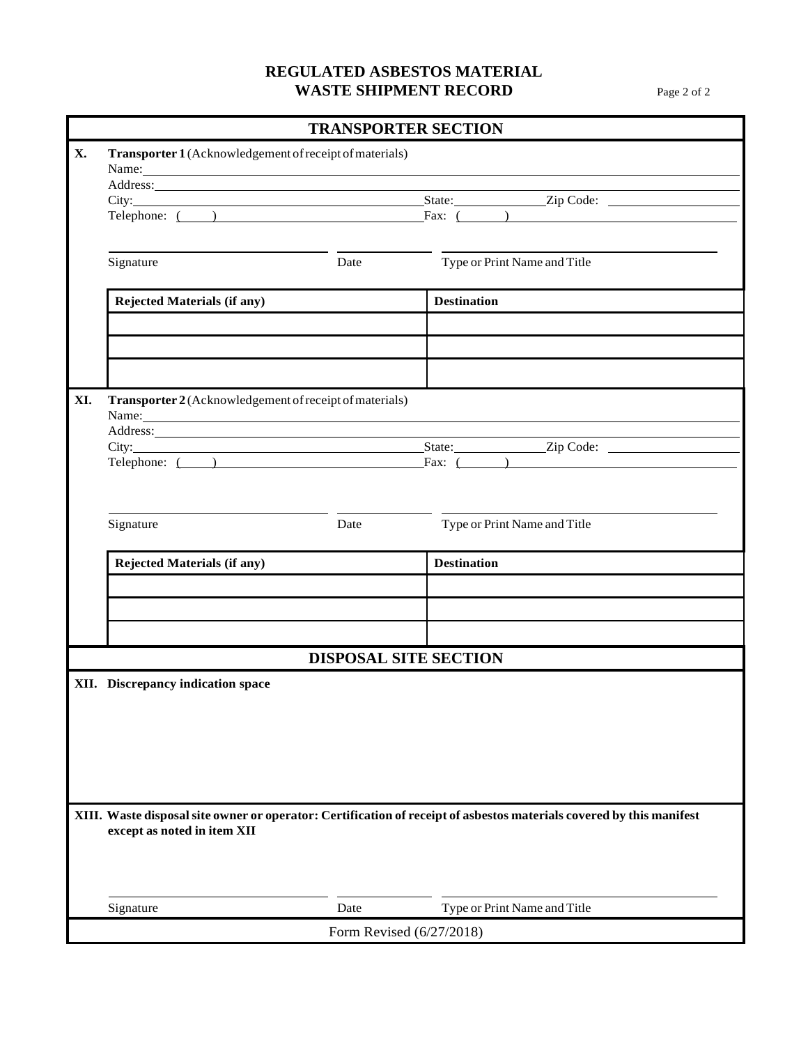# REGULATED ASBESTOS MATERIAL WASTE SHIPMENT RECORD

## TRANSPORTER SECTION

**X. Transporter 1** (Acknowledgement of receipt of materials)

Name:

Address:

City: State: Zip Code:

Telephone: ( ) Fax: ( )

Signature | Date | Type or Print Name and Title

| Rejected Materials (if any) | Destination |
|---|---|
| | |
| | |
| | |

**XI. Transporter 2** (Acknowledgement of receipt of materials)

Name:

Address:

City: State: Zip Code:

Telephone: ( ) Fax: ( )

Signature | Date | Type or Print Name and Title

| Rejected Materials (if any) | Destination |
|---|---|
| | |
| | |
| | |

## DISPOSAL SITE SECTION

**XII. Discrepancy indication space**

**XIII. Waste disposal site owner or operator: Certification of receipt of asbestos materials covered by this manifest except as noted in item XII**

Signature | Date | Type or Print Name and Title

Form Revised (6/27/2018)